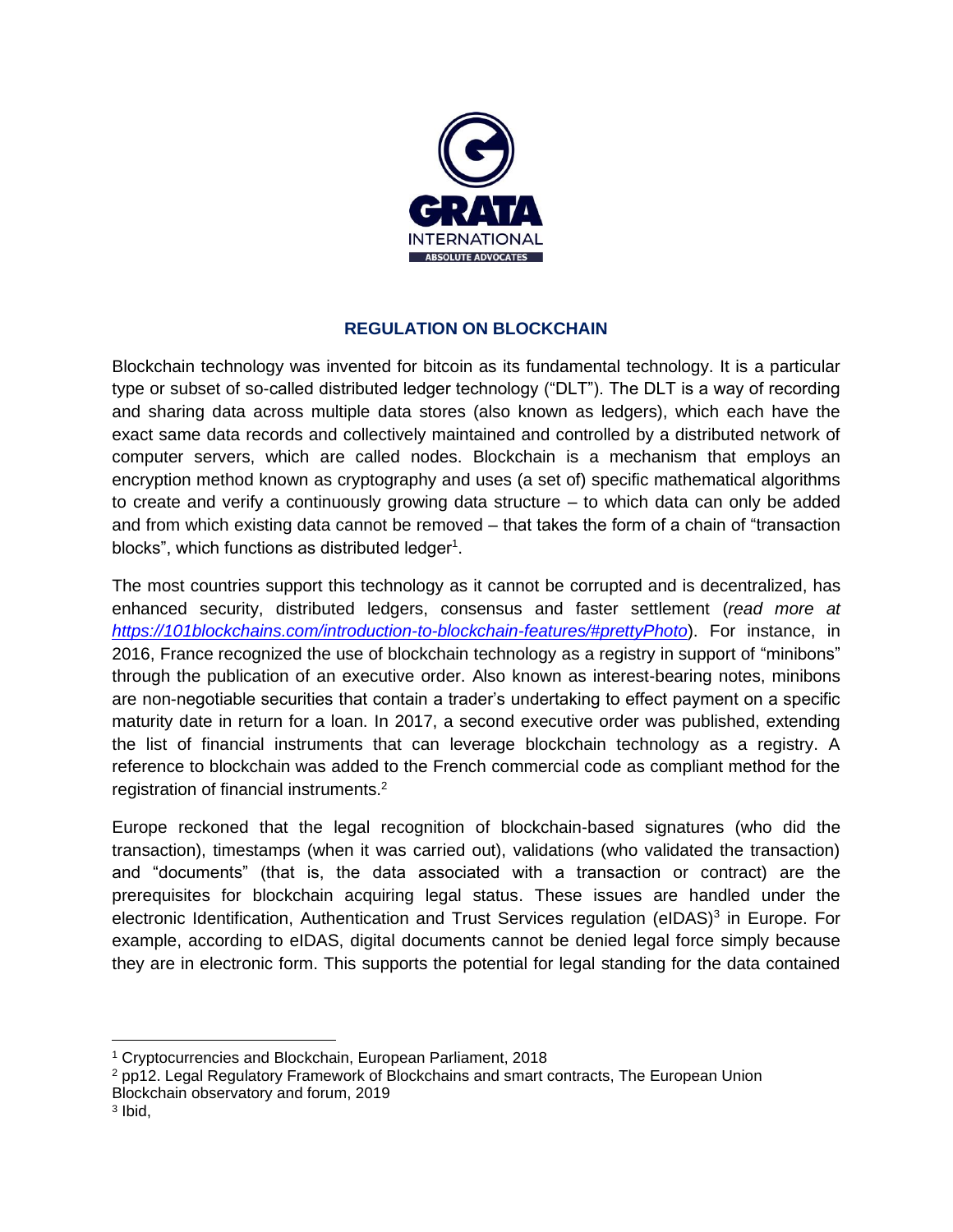# REGULATION ON BLOCKCHAIN

Blockchain technology was invented for bitcoin as its fundamental technology. It is a particular type or subset of so-called distributed ledger technology ("DLT"). The DLT is a way of recording and sharing data across multiple data stores (also known as ledgers), which each have the exact same data records and collectively maintained and controlled by a distributed network of computer servers, which are called nodes. Blockchain is a mechanism that employs an encryption method known as cryptography and uses (a set of) specific mathematical algorithms to create and verify a continuously growing data structure – to which data can only be added and from which existing data cannot be removed – that takes the form of a chain of "transaction blocks", which functions as distributed ledger[1].

The most countries support this technology as it cannot be corrupted and is decentralized, has enhanced security, distributed ledgers, consensus and faster settlement (*read more at [https://101blockchains.com/introduction-to-blockchain-features/#prettyPhoto](https://101blockchains.com/introduction-to-blockchain-features/#prettyPhoto)*). For instance, in 2016, France recognized the use of blockchain technology as a registry in support of "minibons" through the publication of an executive order. Also known as interest-bearing notes, minibons are non-negotiable securities that contain a trader's undertaking to effect payment on a specific maturity date in return for a loan. In 2017, a second executive order was published, extending the list of financial instruments that can leverage blockchain technology as a registry. A reference to blockchain was added to the French commercial code as compliant method for the registration of financial instruments.[2]

Europe reckoned that the legal recognition of blockchain-based signatures (who did the transaction), timestamps (when it was carried out), validations (who validated the transaction) and "documents" (that is, the data associated with a transaction or contract) are the prerequisites for blockchain acquiring legal status. These issues are handled under the electronic Identification, Authentication and Trust Services regulation (eIDAS)[3] in Europe. For example, according to eIDAS, digital documents cannot be denied legal force simply because they are in electronic form. This supports the potential for legal standing for the data contained

[1] Cryptocurrencies and Blockchain, European Parliament, 2018

[2] pp12. Legal Regulatory Framework of Blockchains and smart contracts, The European Union Blockchain observatory and forum, 2019

[3] Ibid,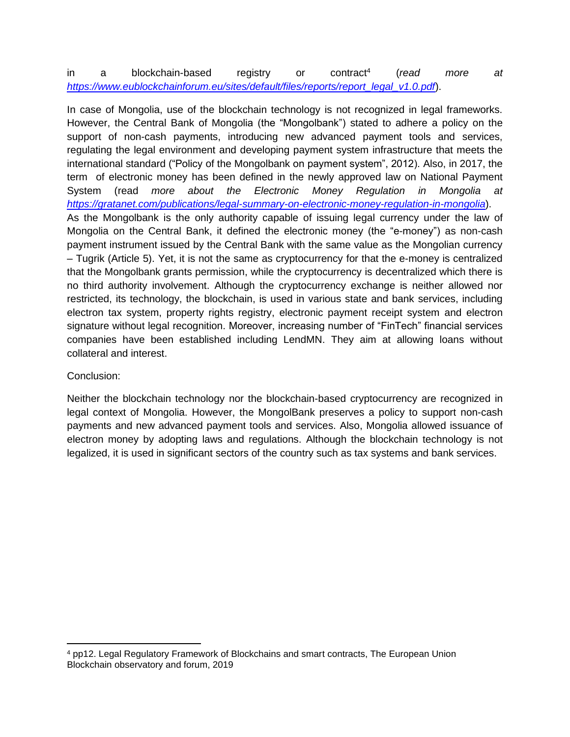in a blockchain-based registry or contract[4] (*read more at https://www.eublockchainforum.eu/sites/default/files/reports/report_legal_v1.0.pdf*).

In case of Mongolia, use of the blockchain technology is not recognized in legal frameworks. However, the Central Bank of Mongolia (the "Mongolbank") stated to adhere a policy on the support of non-cash payments, introducing new advanced payment tools and services, regulating the legal environment and developing payment system infrastructure that meets the international standard ("Policy of the Mongolbank on payment system", 2012). Also, in 2017, the term of electronic money has been defined in the newly approved law on National Payment System (read *more about the Electronic Money Regulation in Mongolia at https://gratanet.com/publications/legal-summary-on-electronic-money-regulation-in-mongolia*). As the Mongolbank is the only authority capable of issuing legal currency under the law of Mongolia on the Central Bank, it defined the electronic money (the "e-money") as non-cash payment instrument issued by the Central Bank with the same value as the Mongolian currency – Tugrik (Article 5). Yet, it is not the same as cryptocurrency for that the e-money is centralized that the Mongolbank grants permission, while the cryptocurrency is decentralized which there is no third authority involvement. Although the cryptocurrency exchange is neither allowed nor restricted, its technology, the blockchain, is used in various state and bank services, including electron tax system, property rights registry, electronic payment receipt system and electron signature without legal recognition. Moreover, increasing number of "FinTech" financial services companies have been established including LendMN. They aim at allowing loans without collateral and interest.

Conclusion:

Neither the blockchain technology nor the blockchain-based cryptocurrency are recognized in legal context of Mongolia. However, the MongolBank preserves a policy to support non-cash payments and new advanced payment tools and services. Also, Mongolia allowed issuance of electron money by adopting laws and regulations. Although the blockchain technology is not legalized, it is used in significant sectors of the country such as tax systems and bank services.

---

[4] pp12. Legal Regulatory Framework of Blockchains and smart contracts, The European Union Blockchain observatory and forum, 2019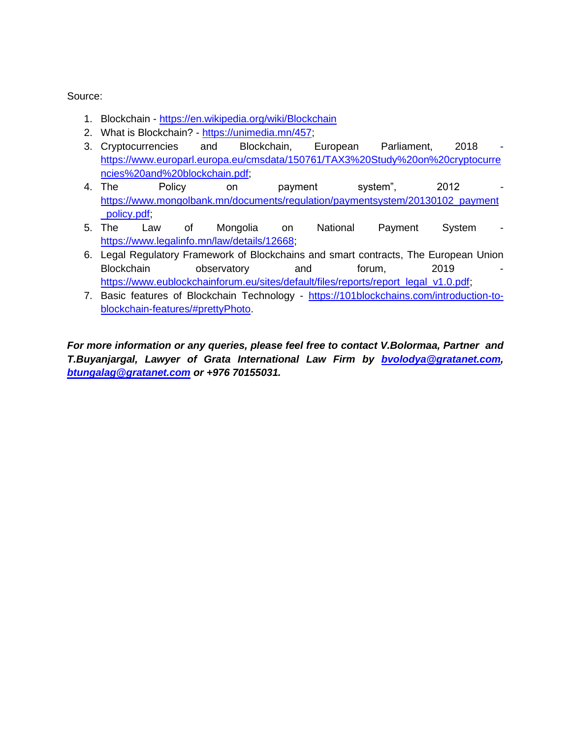Source:

1. Blockchain - https://en.wikipedia.org/wiki/Blockchain
2. What is Blockchain? - https://unimedia.mn/457;
3. Cryptocurrencies and Blockchain, European Parliament, 2018 - https://www.europarl.europa.eu/cmsdata/150761/TAX3%20Study%20on%20cryptocurrencies%20and%20blockchain.pdf;
4. The Policy on payment system", 2012 - https://www.mongolbank.mn/documents/regulation/paymentsystem/20130102_payment_policy.pdf;
5. The Law of Mongolia on National Payment System - https://www.legalinfo.mn/law/details/12668;
6. Legal Regulatory Framework of Blockchains and smart contracts, The European Union Blockchain observatory and forum, 2019 - https://www.eublockchainforum.eu/sites/default/files/reports/report_legal_v1.0.pdf;
7. Basic features of Blockchain Technology - https://101blockchains.com/introduction-to-blockchain-features/#prettyPhoto.

***For more information or any queries, please feel free to contact V.Bolormaa, Partner and T.Buyanjargal, Lawyer of Grata International Law Firm by bvolodya@gratanet.com, btungalag@gratanet.com or +976 70155031.***